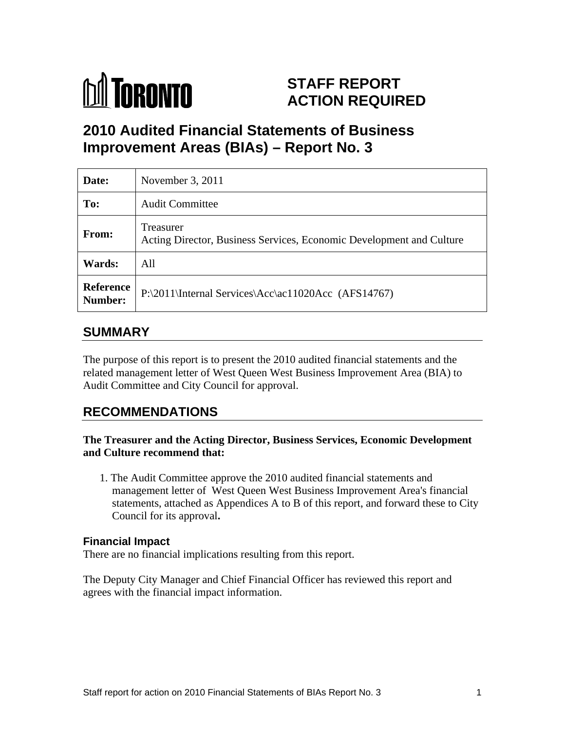TORONTO

# STAFF REPORT ACTION REQUIRED

# 2010 Audited Financial Statements of Business Improvement Areas (BIAs) – Report No. 3

| **Date:** | November 3, 2011 |
|---|---|
| **To:** | Audit Committee |
| **From:** | Treasurer<br>Acting Director, Business Services, Economic Development and Culture |
| **Wards:** | All |
| **Reference Number:** | P:\2011\Internal Services\Acc\ac11020Acc (AFS14767) |

## SUMMARY

The purpose of this report is to present the 2010 audited financial statements and the related management letter of West Queen West Business Improvement Area (BIA) to Audit Committee and City Council for approval.

## RECOMMENDATIONS

**The Treasurer and the Acting Director, Business Services, Economic Development and Culture recommend that:**

1. The Audit Committee approve the 2010 audited financial statements and management letter of West Queen West Business Improvement Area's financial statements, attached as Appendices A to B of this report, and forward these to City Council for its approval**.**

### Financial Impact

There are no financial implications resulting from this report.

The Deputy City Manager and Chief Financial Officer has reviewed this report and agrees with the financial impact information.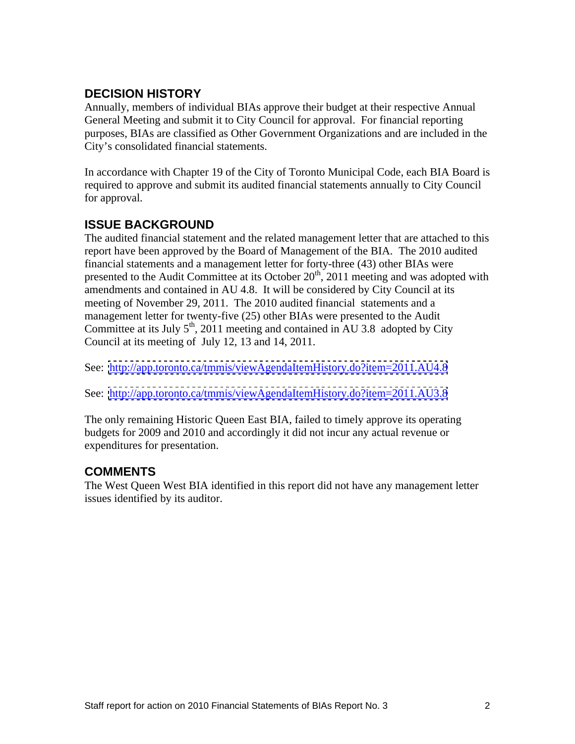## DECISION HISTORY

Annually, members of individual BIAs approve their budget at their respective Annual General Meeting and submit it to City Council for approval. For financial reporting purposes, BIAs are classified as Other Government Organizations and are included in the City's consolidated financial statements.

In accordance with Chapter 19 of the City of Toronto Municipal Code, each BIA Board is required to approve and submit its audited financial statements annually to City Council for approval.

## ISSUE BACKGROUND

The audited financial statement and the related management letter that are attached to this report have been approved by the Board of Management of the BIA. The 2010 audited financial statements and a management letter for forty-three (43) other BIAs were presented to the Audit Committee at its October 20th, 2011 meeting and was adopted with amendments and contained in AU 4.8. It will be considered by City Council at its meeting of November 29, 2011. The 2010 audited financial statements and a management letter for twenty-five (25) other BIAs were presented to the Audit Committee at its July 5th, 2011 meeting and contained in AU 3.8 adopted by City Council at its meeting of July 12, 13 and 14, 2011.

See: http://app.toronto.ca/tmmis/viewAgendaItemHistory.do?item=2011.AU4.8

See: http://app.toronto.ca/tmmis/viewAgendaItemHistory.do?item=2011.AU3.8

The only remaining Historic Queen East BIA, failed to timely approve its operating budgets for 2009 and 2010 and accordingly it did not incur any actual revenue or expenditures for presentation.

## COMMENTS

The West Queen West BIA identified in this report did not have any management letter issues identified by its auditor.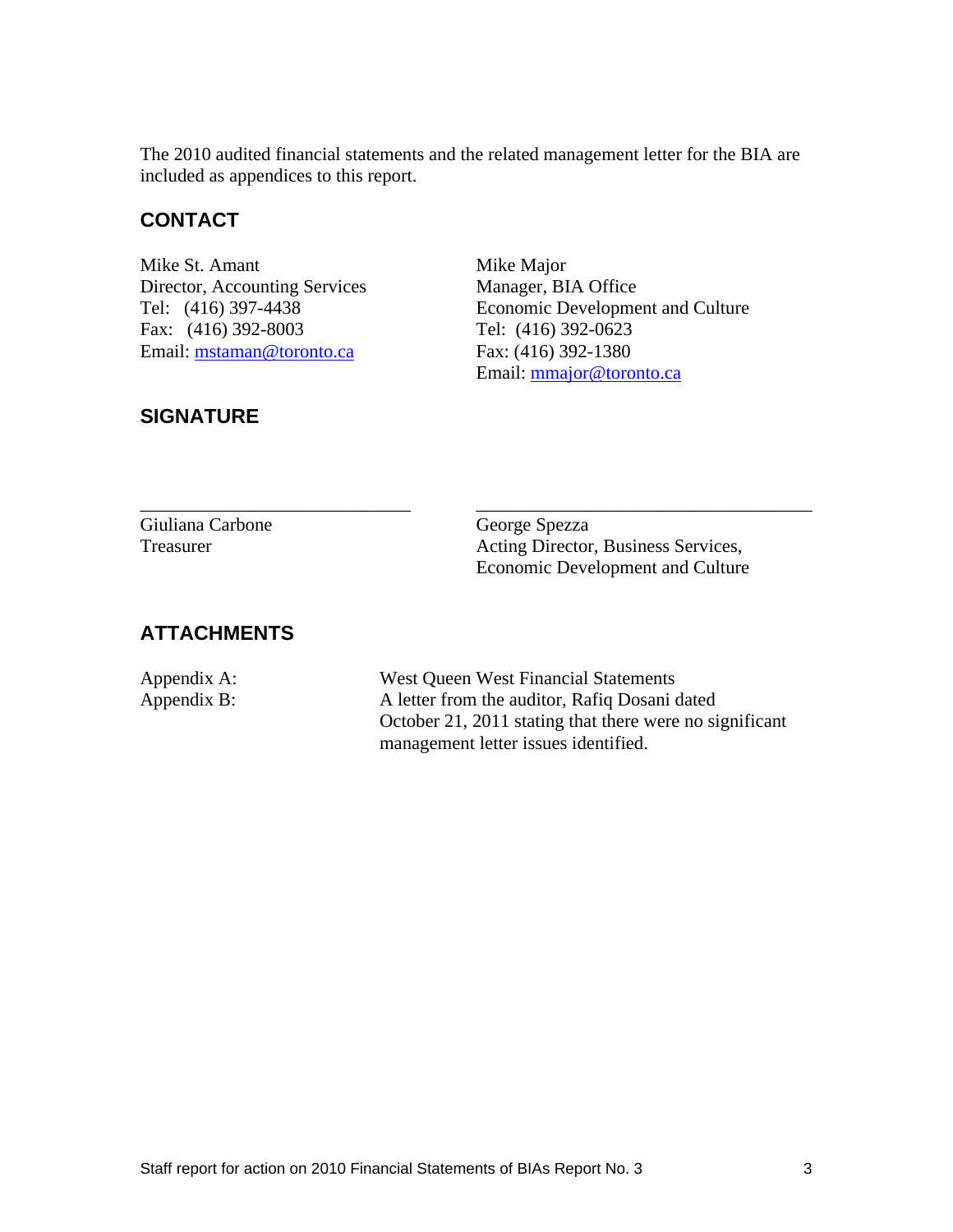The 2010 audited financial statements and the related management letter for the BIA are included as appendices to this report.

## CONTACT

Mike St. Amant
Director, Accounting Services
Tel: (416) 397-4438
Fax: (416) 392-8003
Email: mstaman@toronto.ca

Mike Major
Manager, BIA Office
Economic Development and Culture
Tel: (416) 392-0623
Fax: (416) 392-1380
Email: mmajor@toronto.ca

## SIGNATURE

_______________________________

Giuliana Carbone
Treasurer

_______________________________

George Spezza
Acting Director, Business Services,
Economic Development and Culture

## ATTACHMENTS

Appendix A: West Queen West Financial Statements

Appendix B: A letter from the auditor, Rafiq Dosani dated October 21, 2011 stating that there were no significant management letter issues identified.